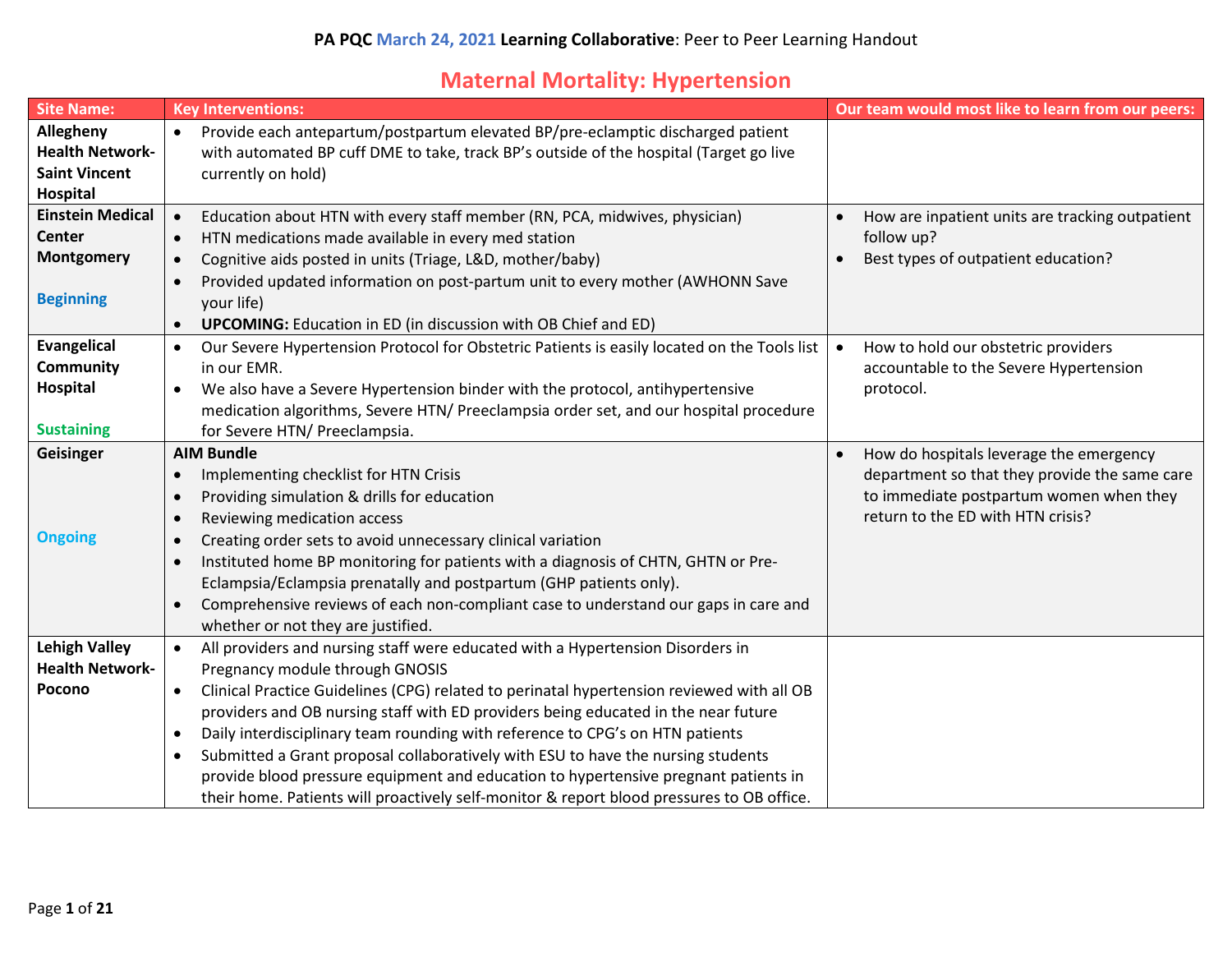**PA PQC March 24, 2021 Learning Collaborative**: Peer to Peer Learning Handout

## Maternal Mortality: Hypertension

| Site Name: | Key Interventions: | Our team would most like to learn from our peers: |
|---|---|---|
| **Allegheny Health Network-Saint Vincent Hospital** | • Provide each antepartum/postpartum elevated BP/pre-eclamptic discharged patient with automated BP cuff DME to take, track BP's outside of the hospital (Target go live currently on hold) | |
| **Einstein Medical Center Montgomery**<br><br>Beginning | • Education about HTN with every staff member (RN, PCA, midwives, physician)<br>• HTN medications made available in every med station<br>• Cognitive aids posted in units (Triage, L&D, mother/baby)<br>• Provided updated information on post-partum unit to every mother (AWHONN Save your life)<br>• **UPCOMING:** Education in ED (in discussion with OB Chief and ED) | • How are inpatient units are tracking outpatient follow up?<br>• Best types of outpatient education? |
| **Evangelical Community Hospital**<br><br>Sustaining | • Our Severe Hypertension Protocol for Obstetric Patients is easily located on the Tools list in our EMR.<br>• We also have a Severe Hypertension binder with the protocol, antihypertensive medication algorithms, Severe HTN/ Preeclampsia order set, and our hospital procedure for Severe HTN/ Preeclampsia. | • How to hold our obstetric providers accountable to the Severe Hypertension protocol. |
| **Geisinger**<br><br>Ongoing | **AIM Bundle**<br>• Implementing checklist for HTN Crisis<br>• Providing simulation & drills for education<br>• Reviewing medication access<br>• Creating order sets to avoid unnecessary clinical variation<br>• Instituted home BP monitoring for patients with a diagnosis of CHTN, GHTN or Pre-Eclampsia/Eclampsia prenatally and postpartum (GHP patients only).<br>• Comprehensive reviews of each non-compliant case to understand our gaps in care and whether or not they are justified. | • How do hospitals leverage the emergency department so that they provide the same care to immediate postpartum women when they return to the ED with HTN crisis? |
| **Lehigh Valley Health Network-Pocono** | • All providers and nursing staff were educated with a Hypertension Disorders in Pregnancy module through GNOSIS<br>• Clinical Practice Guidelines (CPG) related to perinatal hypertension reviewed with all OB providers and OB nursing staff with ED providers being educated in the near future<br>• Daily interdisciplinary team rounding with reference to CPG's on HTN patients<br>• Submitted a Grant proposal collaboratively with ESU to have the nursing students provide blood pressure equipment and education to hypertensive pregnant patients in their home. Patients will proactively self-monitor & report blood pressures to OB office. | |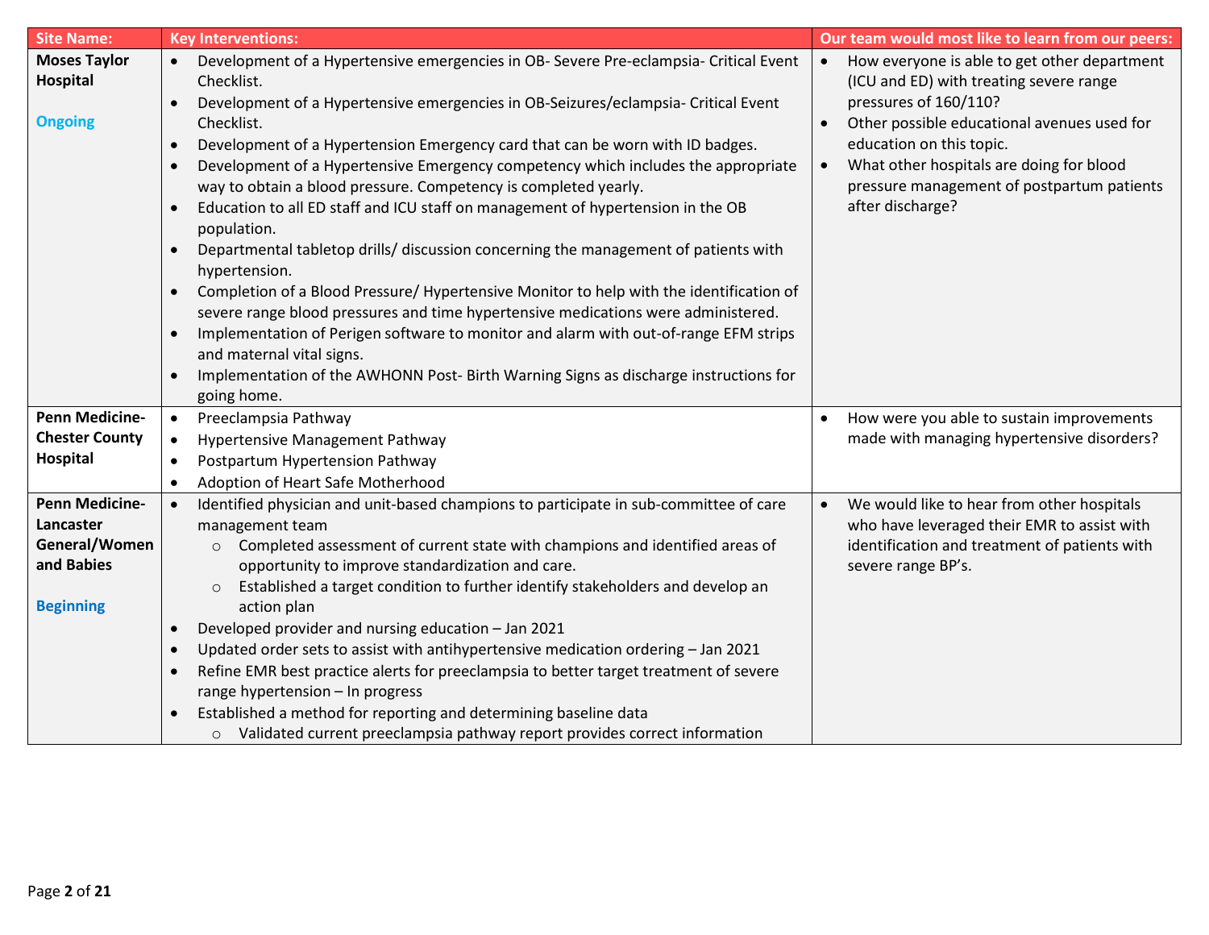| Site Name: | Key Interventions: | Our team would most like to learn from our peers: |
|---|---|---|
| **Moses Taylor Hospital**<br><br>Ongoing | • Development of a Hypertensive emergencies in OB- Severe Pre-eclampsia- Critical Event Checklist.<br>• Development of a Hypertensive emergencies in OB-Seizures/eclampsia- Critical Event Checklist.<br>• Development of a Hypertension Emergency card that can be worn with ID badges.<br>• Development of a Hypertensive Emergency competency which includes the appropriate way to obtain a blood pressure. Competency is completed yearly.<br>• Education to all ED staff and ICU staff on management of hypertension in the OB population.<br>• Departmental tabletop drills/ discussion concerning the management of patients with hypertension.<br>• Completion of a Blood Pressure/ Hypertensive Monitor to help with the identification of severe range blood pressures and time hypertensive medications were administered.<br>• Implementation of Perigen software to monitor and alarm with out-of-range EFM strips and maternal vital signs.<br>• Implementation of the AWHONN Post- Birth Warning Signs as discharge instructions for going home. | • How everyone is able to get other department (ICU and ED) with treating severe range pressures of 160/110?<br>• Other possible educational avenues used for education on this topic.<br>• What other hospitals are doing for blood pressure management of postpartum patients after discharge? |
| **Penn Medicine-Chester County Hospital** | • Preeclampsia Pathway<br>• Hypertensive Management Pathway<br>• Postpartum Hypertension Pathway<br>• Adoption of Heart Safe Motherhood | • How were you able to sustain improvements made with managing hypertensive disorders? |
| **Penn Medicine-Lancaster General/Women and Babies**<br><br>Beginning | • Identified physician and unit-based champions to participate in sub-committee of care management team<br>  ○ Completed assessment of current state with champions and identified areas of opportunity to improve standardization and care.<br>  ○ Established a target condition to further identify stakeholders and develop an action plan<br>• Developed provider and nursing education – Jan 2021<br>• Updated order sets to assist with antihypertensive medication ordering – Jan 2021<br>• Refine EMR best practice alerts for preeclampsia to better target treatment of severe range hypertension – In progress<br>• Established a method for reporting and determining baseline data<br>  ○ Validated current preeclampsia pathway report provides correct information | • We would like to hear from other hospitals who have leveraged their EMR to assist with identification and treatment of patients with severe range BP's. |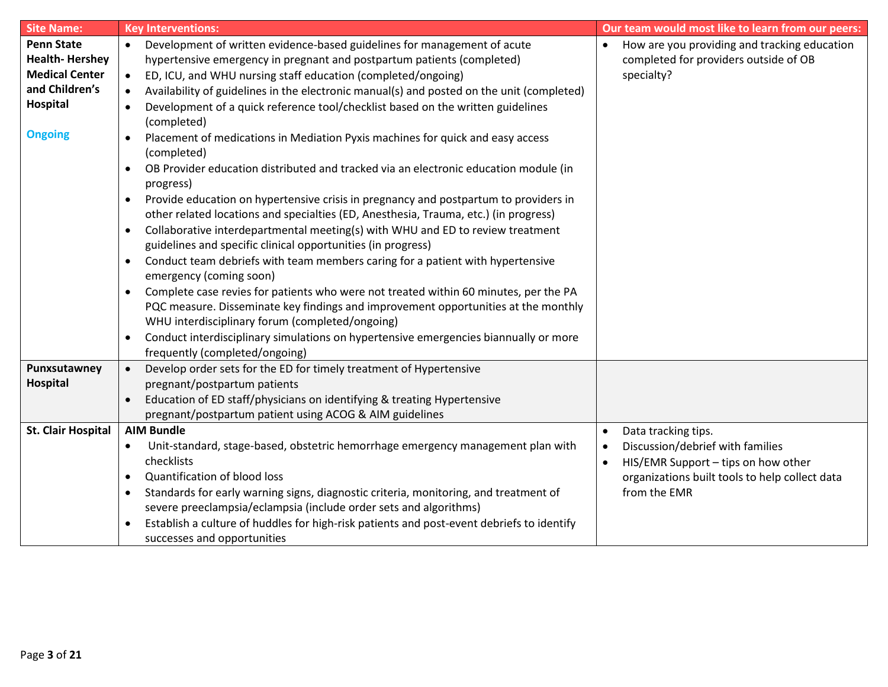| Site Name: | Key Interventions: | Our team would most like to learn from our peers: |
|---|---|---|
| **Penn State Health- Hershey Medical Center and Children's Hospital**<br><br>Ongoing | • Development of written evidence-based guidelines for management of acute hypertensive emergency in pregnant and postpartum patients (completed)<br>• ED, ICU, and WHU nursing staff education (completed/ongoing)<br>• Availability of guidelines in the electronic manual(s) and posted on the unit (completed)<br>• Development of a quick reference tool/checklist based on the written guidelines (completed)<br>• Placement of medications in Mediation Pyxis machines for quick and easy access (completed)<br>• OB Provider education distributed and tracked via an electronic education module (in progress)<br>• Provide education on hypertensive crisis in pregnancy and postpartum to providers in other related locations and specialties (ED, Anesthesia, Trauma, etc.) (in progress)<br>• Collaborative interdepartmental meeting(s) with WHU and ED to review treatment guidelines and specific clinical opportunities (in progress)<br>• Conduct team debriefs with team members caring for a patient with hypertensive emergency (coming soon)<br>• Complete case revies for patients who were not treated within 60 minutes, per the PA PQC measure. Disseminate key findings and improvement opportunities at the monthly WHU interdisciplinary forum (completed/ongoing)<br>• Conduct interdisciplinary simulations on hypertensive emergencies biannually or more frequently (completed/ongoing) | • How are you providing and tracking education completed for providers outside of OB specialty? |
| **Punxsutawney Hospital** | • Develop order sets for the ED for timely treatment of Hypertensive pregnant/postpartum patients<br>• Education of ED staff/physicians on identifying & treating Hypertensive pregnant/postpartum patient using ACOG & AIM guidelines | |
| **St. Clair Hospital** | **AIM Bundle**<br>• Unit-standard, stage-based, obstetric hemorrhage emergency management plan with checklists<br>• Quantification of blood loss<br>• Standards for early warning signs, diagnostic criteria, monitoring, and treatment of severe preeclampsia/eclampsia (include order sets and algorithms)<br>• Establish a culture of huddles for high-risk patients and post-event debriefs to identify successes and opportunities | • Data tracking tips.<br>• Discussion/debrief with families<br>• HIS/EMR Support – tips on how other organizations built tools to help collect data from the EMR |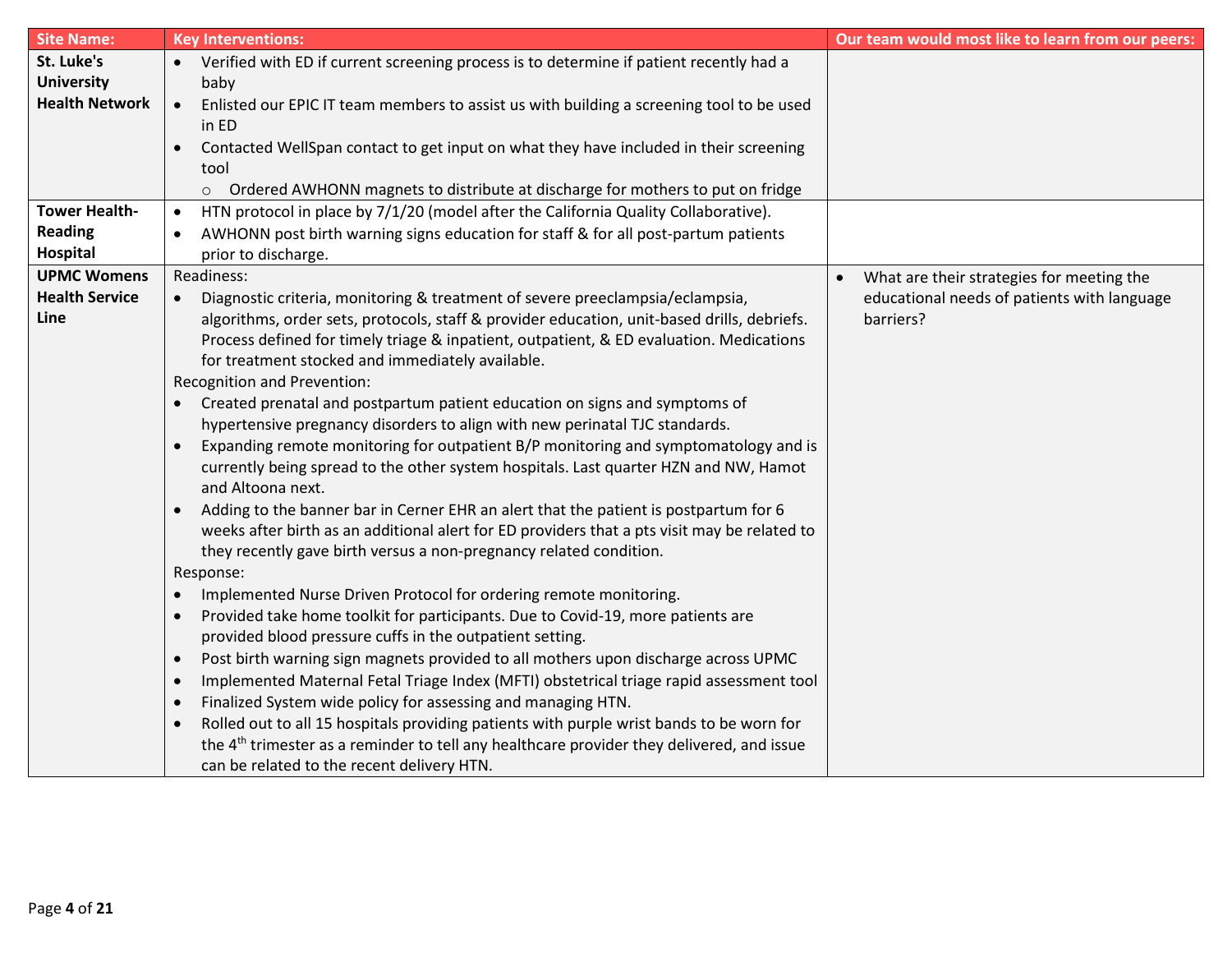| Site Name: | Key Interventions: | Our team would most like to learn from our peers: |
|---|---|---|
| **St. Luke's University Health Network** | • Verified with ED if current screening process is to determine if patient recently had a baby<br>• Enlisted our EPIC IT team members to assist us with building a screening tool to be used in ED<br>• Contacted WellSpan contact to get input on what they have included in their screening tool<br>  ○ Ordered AWHONN magnets to distribute at discharge for mothers to put on fridge | |
| **Tower Health- Reading Hospital** | • HTN protocol in place by 7/1/20 (model after the California Quality Collaborative).<br>• AWHONN post birth warning signs education for staff & for all post-partum patients prior to discharge. | |
| **UPMC Womens Health Service Line** | Readiness:<br>• Diagnostic criteria, monitoring & treatment of severe preeclampsia/eclampsia, algorithms, order sets, protocols, staff & provider education, unit-based drills, debriefs. Process defined for timely triage & inpatient, outpatient, & ED evaluation. Medications for treatment stocked and immediately available.<br>Recognition and Prevention:<br>• Created prenatal and postpartum patient education on signs and symptoms of hypertensive pregnancy disorders to align with new perinatal TJC standards.<br>• Expanding remote monitoring for outpatient B/P monitoring and symptomatology and is currently being spread to the other system hospitals. Last quarter HZN and NW, Hamot and Altoona next.<br>• Adding to the banner bar in Cerner EHR an alert that the patient is postpartum for 6 weeks after birth as an additional alert for ED providers that a pts visit may be related to they recently gave birth versus a non-pregnancy related condition.<br>Response:<br>• Implemented Nurse Driven Protocol for ordering remote monitoring.<br>• Provided take home toolkit for participants. Due to Covid-19, more patients are provided blood pressure cuffs in the outpatient setting.<br>• Post birth warning sign magnets provided to all mothers upon discharge across UPMC<br>• Implemented Maternal Fetal Triage Index (MFTI) obstetrical triage rapid assessment tool<br>• Finalized System wide policy for assessing and managing HTN.<br>• Rolled out to all 15 hospitals providing patients with purple wrist bands to be worn for the 4th trimester as a reminder to tell any healthcare provider they delivered, and issue can be related to the recent delivery HTN. | • What are their strategies for meeting the educational needs of patients with language barriers? |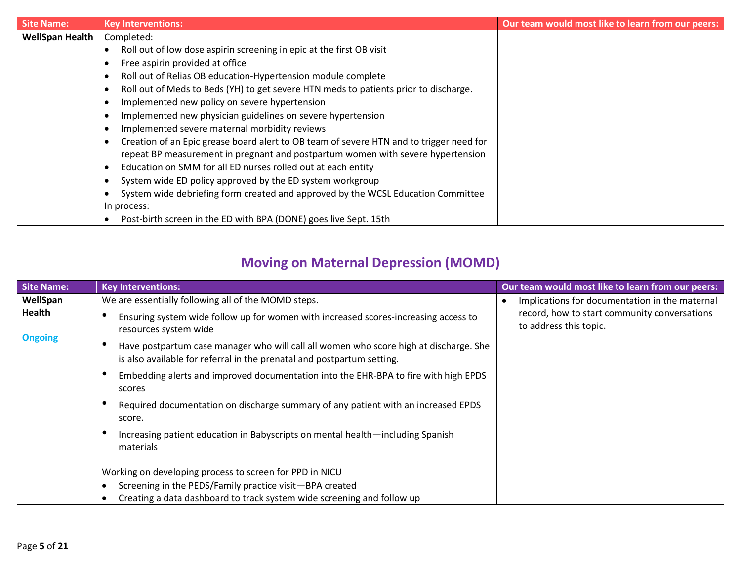| Site Name: | Key Interventions: | Our team would most like to learn from our peers: |
|---|---|---|
| **WellSpan Health** | Completed:<br>• Roll out of low dose aspirin screening in epic at the first OB visit<br>• Free aspirin provided at office<br>• Roll out of Relias OB education-Hypertension module complete<br>• Roll out of Meds to Beds (YH) to get severe HTN meds to patients prior to discharge.<br>• Implemented new policy on severe hypertension<br>• Implemented new physician guidelines on severe hypertension<br>• Implemented severe maternal morbidity reviews<br>• Creation of an Epic grease board alert to OB team of severe HTN and to trigger need for repeat BP measurement in pregnant and postpartum women with severe hypertension<br>• Education on SMM for all ED nurses rolled out at each entity<br>• System wide ED policy approved by the ED system workgroup<br>• System wide debriefing form created and approved by the WCSL Education Committee<br>In process:<br>• Post-birth screen in the ED with BPA (DONE) goes live Sept. 15th | |

## Moving on Maternal Depression (MOMD)

| Site Name: | Key Interventions: | Our team would most like to learn from our peers: |
|---|---|---|
| **WellSpan Health**<br><br>Ongoing | We are essentially following all of the MOMD steps.<br>• Ensuring system wide follow up for women with increased scores-increasing access to resources system wide<br>• Have postpartum case manager who will call all women who score high at discharge. She is also available for referral in the prenatal and postpartum setting.<br>• Embedding alerts and improved documentation into the EHR-BPA to fire with high EPDS scores<br>• Required documentation on discharge summary of any patient with an increased EPDS score.<br>• Increasing patient education in Babyscripts on mental health—including Spanish materials<br><br>Working on developing process to screen for PPD in NICU<br>• Screening in the PEDS/Family practice visit—BPA created<br>• Creating a data dashboard to track system wide screening and follow up | • Implications for documentation in the maternal record, how to start community conversations to address this topic. |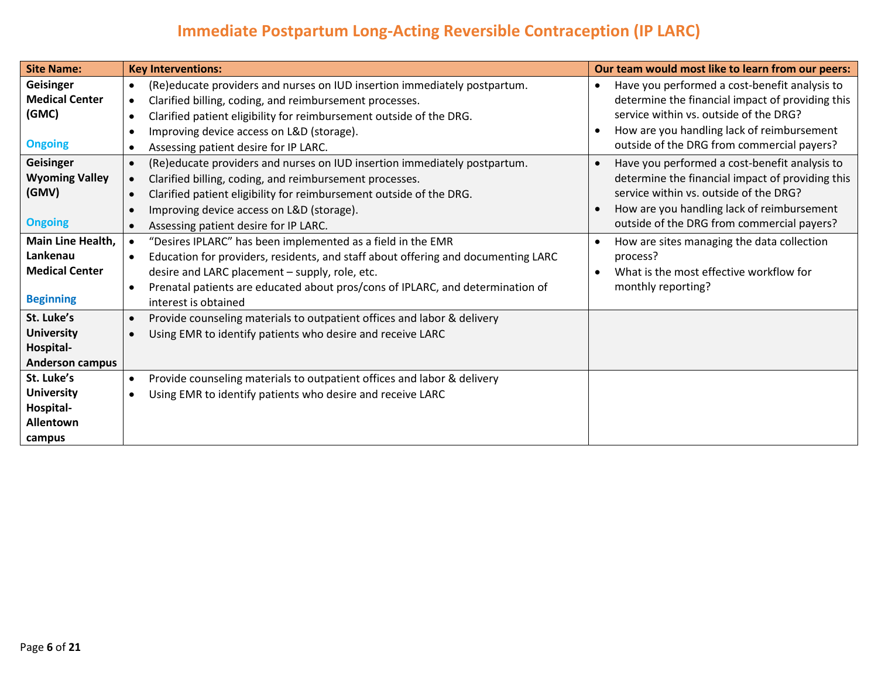# Immediate Postpartum Long-Acting Reversible Contraception (IP LARC)

| Site Name: | Key Interventions: | Our team would most like to learn from our peers: |
|---|---|---|
| **Geisinger Medical Center (GMC)**<br><br>**Ongoing** | • (Re)educate providers and nurses on IUD insertion immediately postpartum.<br>• Clarified billing, coding, and reimbursement processes.<br>• Clarified patient eligibility for reimbursement outside of the DRG.<br>• Improving device access on L&D (storage).<br>• Assessing patient desire for IP LARC. | • Have you performed a cost-benefit analysis to determine the financial impact of providing this service within vs. outside of the DRG?<br>• How are you handling lack of reimbursement outside of the DRG from commercial payers? |
| **Geisinger Wyoming Valley (GMV)**<br><br>**Ongoing** | • (Re)educate providers and nurses on IUD insertion immediately postpartum.<br>• Clarified billing, coding, and reimbursement processes.<br>• Clarified patient eligibility for reimbursement outside of the DRG.<br>• Improving device access on L&D (storage).<br>• Assessing patient desire for IP LARC. | • Have you performed a cost-benefit analysis to determine the financial impact of providing this service within vs. outside of the DRG?<br>• How are you handling lack of reimbursement outside of the DRG from commercial payers? |
| **Main Line Health, Lankenau Medical Center**<br><br>**Beginning** | • "Desires IPLARC" has been implemented as a field in the EMR<br>• Education for providers, residents, and staff about offering and documenting LARC desire and LARC placement – supply, role, etc.<br>• Prenatal patients are educated about pros/cons of IPLARC, and determination of interest is obtained | • How are sites managing the data collection process?<br>• What is the most effective workflow for monthly reporting? |
| **St. Luke's University Hospital-Anderson campus** | • Provide counseling materials to outpatient offices and labor & delivery<br>• Using EMR to identify patients who desire and receive LARC | |
| **St. Luke's University Hospital-Allentown campus** | • Provide counseling materials to outpatient offices and labor & delivery<br>• Using EMR to identify patients who desire and receive LARC | |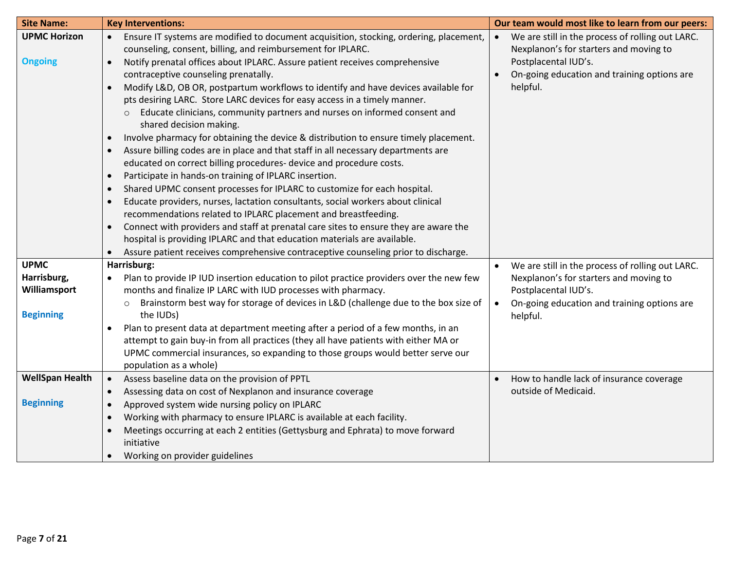| Site Name: | Key Interventions: | Our team would most like to learn from our peers: |
| --- | --- | --- |
| **UPMC Horizon**<br><br>**Ongoing** | • Ensure IT systems are modified to document acquisition, stocking, ordering, placement, counseling, consent, billing, and reimbursement for IPLARC.<br>• Notify prenatal offices about IPLARC. Assure patient receives comprehensive contraceptive counseling prenatally.<br>• Modify L&D, OB OR, postpartum workflows to identify and have devices available for pts desiring LARC. Store LARC devices for easy access in a timely manner.<br>  ○ Educate clinicians, community partners and nurses on informed consent and shared decision making.<br>• Involve pharmacy for obtaining the device & distribution to ensure timely placement.<br>• Assure billing codes are in place and that staff in all necessary departments are educated on correct billing procedures- device and procedure costs.<br>• Participate in hands-on training of IPLARC insertion.<br>• Shared UPMC consent processes for IPLARC to customize for each hospital.<br>• Educate providers, nurses, lactation consultants, social workers about clinical recommendations related to IPLARC placement and breastfeeding.<br>• Connect with providers and staff at prenatal care sites to ensure they are aware the hospital is providing IPLARC and that education materials are available.<br>• Assure patient receives comprehensive contraceptive counseling prior to discharge. | • We are still in the process of rolling out LARC. Nexplanon's for starters and moving to Postplacental IUD's.<br>• On-going education and training options are helpful. |
| **UPMC Harrisburg, Williamsport**<br><br>**Beginning** | **Harrisburg:**<br>• Plan to provide IP IUD insertion education to pilot practice providers over the new few months and finalize IP LARC with IUD processes with pharmacy.<br>  ○ Brainstorm best way for storage of devices in L&D (challenge due to the box size of the IUDs)<br>• Plan to present data at department meeting after a period of a few months, in an attempt to gain buy-in from all practices (they all have patients with either MA or UPMC commercial insurances, so expanding to those groups would better serve our population as a whole) | • We are still in the process of rolling out LARC. Nexplanon's for starters and moving to Postplacental IUD's.<br>• On-going education and training options are helpful. |
| **WellSpan Health**<br><br>**Beginning** | • Assess baseline data on the provision of PPTL<br>• Assessing data on cost of Nexplanon and insurance coverage<br>• Approved system wide nursing policy on IPLARC<br>• Working with pharmacy to ensure IPLARC is available at each facility.<br>• Meetings occurring at each 2 entities (Gettysburg and Ephrata) to move forward initiative<br>• Working on provider guidelines | • How to handle lack of insurance coverage outside of Medicaid. |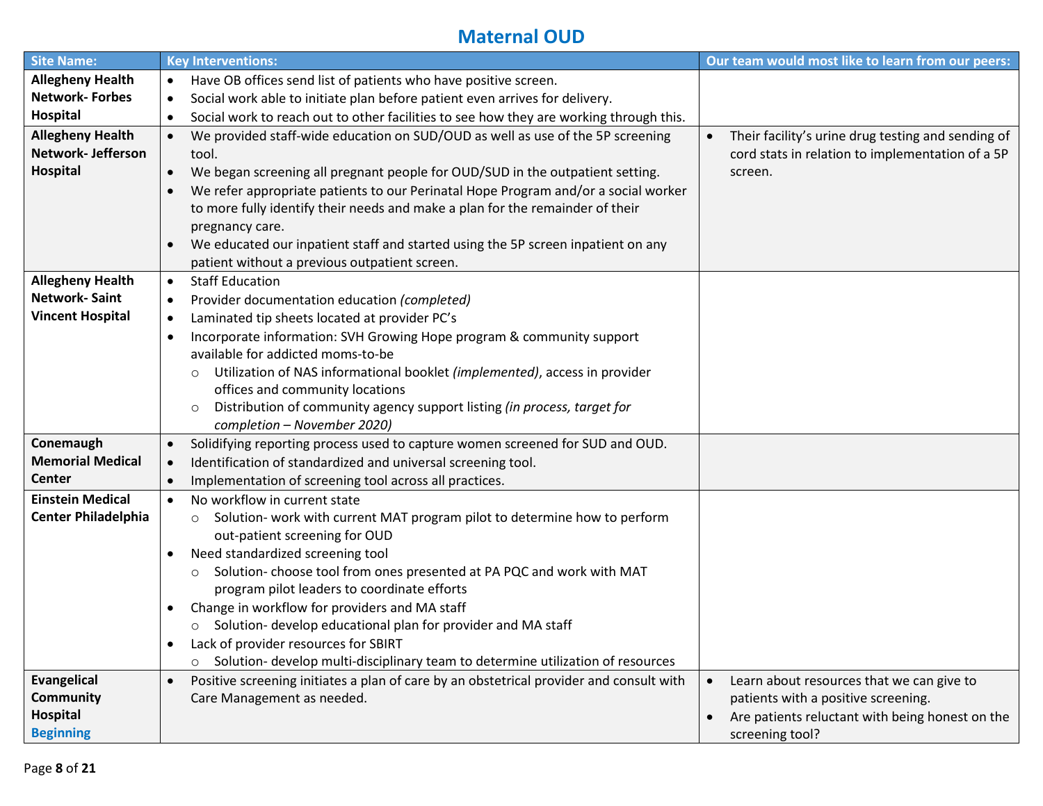# Maternal OUD

| Site Name: | Key Interventions: | Our team would most like to learn from our peers: |
|---|---|---|
| **Allegheny Health Network- Forbes Hospital** | • Have OB offices send list of patients who have positive screen.<br>• Social work able to initiate plan before patient even arrives for delivery.<br>• Social work to reach out to other facilities to see how they are working through this. | |
| **Allegheny Health Network- Jefferson Hospital** | • We provided staff-wide education on SUD/OUD as well as use of the 5P screening tool.<br>• We began screening all pregnant people for OUD/SUD in the outpatient setting.<br>• We refer appropriate patients to our Perinatal Hope Program and/or a social worker to more fully identify their needs and make a plan for the remainder of their pregnancy care.<br>• We educated our inpatient staff and started using the 5P screen inpatient on any patient without a previous outpatient screen. | • Their facility's urine drug testing and sending of cord stats in relation to implementation of a 5P screen. |
| **Allegheny Health Network- Saint Vincent Hospital** | • Staff Education<br>• Provider documentation education *(completed)*<br>• Laminated tip sheets located at provider PC's<br>• Incorporate information: SVH Growing Hope program & community support available for addicted moms-to-be<br>&nbsp;&nbsp;&nbsp;&nbsp;○ Utilization of NAS informational booklet *(implemented)*, access in provider offices and community locations<br>&nbsp;&nbsp;&nbsp;&nbsp;○ Distribution of community agency support listing *(in process, target for completion – November 2020)* | |
| **Conemaugh Memorial Medical Center** | • Solidifying reporting process used to capture women screened for SUD and OUD.<br>• Identification of standardized and universal screening tool.<br>• Implementation of screening tool across all practices. | |
| **Einstein Medical Center Philadelphia** | • No workflow in current state<br>&nbsp;&nbsp;&nbsp;&nbsp;○ Solution- work with current MAT program pilot to determine how to perform out-patient screening for OUD<br>• Need standardized screening tool<br>&nbsp;&nbsp;&nbsp;&nbsp;○ Solution- choose tool from ones presented at PA PQC and work with MAT program pilot leaders to coordinate efforts<br>• Change in workflow for providers and MA staff<br>&nbsp;&nbsp;&nbsp;&nbsp;○ Solution- develop educational plan for provider and MA staff<br>• Lack of provider resources for SBIRT<br>&nbsp;&nbsp;&nbsp;&nbsp;○ Solution- develop multi-disciplinary team to determine utilization of resources | |
| **Evangelical Community Hospital**<br>**Beginning** | • Positive screening initiates a plan of care by an obstetrical provider and consult with Care Management as needed. | • Learn about resources that we can give to patients with a positive screening.<br>• Are patients reluctant with being honest on the screening tool? |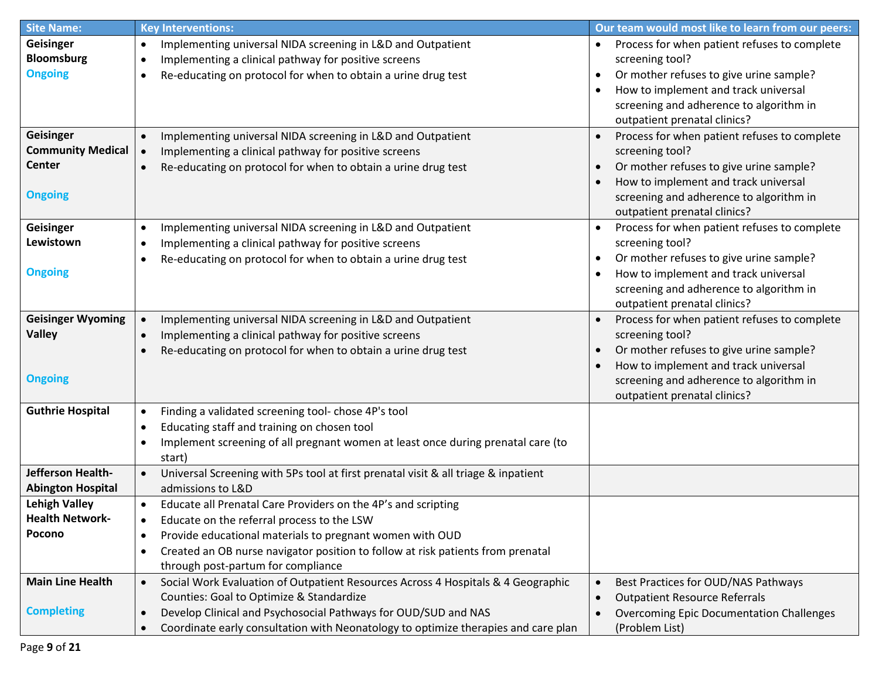| Site Name: | Key Interventions: | Our team would most like to learn from our peers: |
|---|---|---|
| **Geisinger Bloomsburg** Ongoing | • Implementing universal NIDA screening in L&D and Outpatient<br>• Implementing a clinical pathway for positive screens<br>• Re-educating on protocol for when to obtain a urine drug test | • Process for when patient refuses to complete screening tool?<br>• Or mother refuses to give urine sample?<br>• How to implement and track universal screening and adherence to algorithm in outpatient prenatal clinics? |
| **Geisinger Community Medical Center** Ongoing | • Implementing universal NIDA screening in L&D and Outpatient<br>• Implementing a clinical pathway for positive screens<br>• Re-educating on protocol for when to obtain a urine drug test | • Process for when patient refuses to complete screening tool?<br>• Or mother refuses to give urine sample?<br>• How to implement and track universal screening and adherence to algorithm in outpatient prenatal clinics? |
| **Geisinger Lewistown** Ongoing | • Implementing universal NIDA screening in L&D and Outpatient<br>• Implementing a clinical pathway for positive screens<br>• Re-educating on protocol for when to obtain a urine drug test | • Process for when patient refuses to complete screening tool?<br>• Or mother refuses to give urine sample?<br>• How to implement and track universal screening and adherence to algorithm in outpatient prenatal clinics? |
| **Geisinger Wyoming Valley** Ongoing | • Implementing universal NIDA screening in L&D and Outpatient<br>• Implementing a clinical pathway for positive screens<br>• Re-educating on protocol for when to obtain a urine drug test | • Process for when patient refuses to complete screening tool?<br>• Or mother refuses to give urine sample?<br>• How to implement and track universal screening and adherence to algorithm in outpatient prenatal clinics? |
| **Guthrie Hospital** | • Finding a validated screening tool- chose 4P's tool<br>• Educating staff and training on chosen tool<br>• Implement screening of all pregnant women at least once during prenatal care (to start) | |
| **Jefferson Health-Abington Hospital** | • Universal Screening with 5Ps tool at first prenatal visit & all triage & inpatient admissions to L&D | |
| **Lehigh Valley Health Network-Pocono** | • Educate all Prenatal Care Providers on the 4P's and scripting<br>• Educate on the referral process to the LSW<br>• Provide educational materials to pregnant women with OUD<br>• Created an OB nurse navigator position to follow at risk patients from prenatal through post-partum for compliance | |
| **Main Line Health** Completing | • Social Work Evaluation of Outpatient Resources Across 4 Hospitals & 4 Geographic Counties: Goal to Optimize & Standardize<br>• Develop Clinical and Psychosocial Pathways for OUD/SUD and NAS<br>• Coordinate early consultation with Neonatology to optimize therapies and care plan | • Best Practices for OUD/NAS Pathways<br>• Outpatient Resource Referrals<br>• Overcoming Epic Documentation Challenges (Problem List) |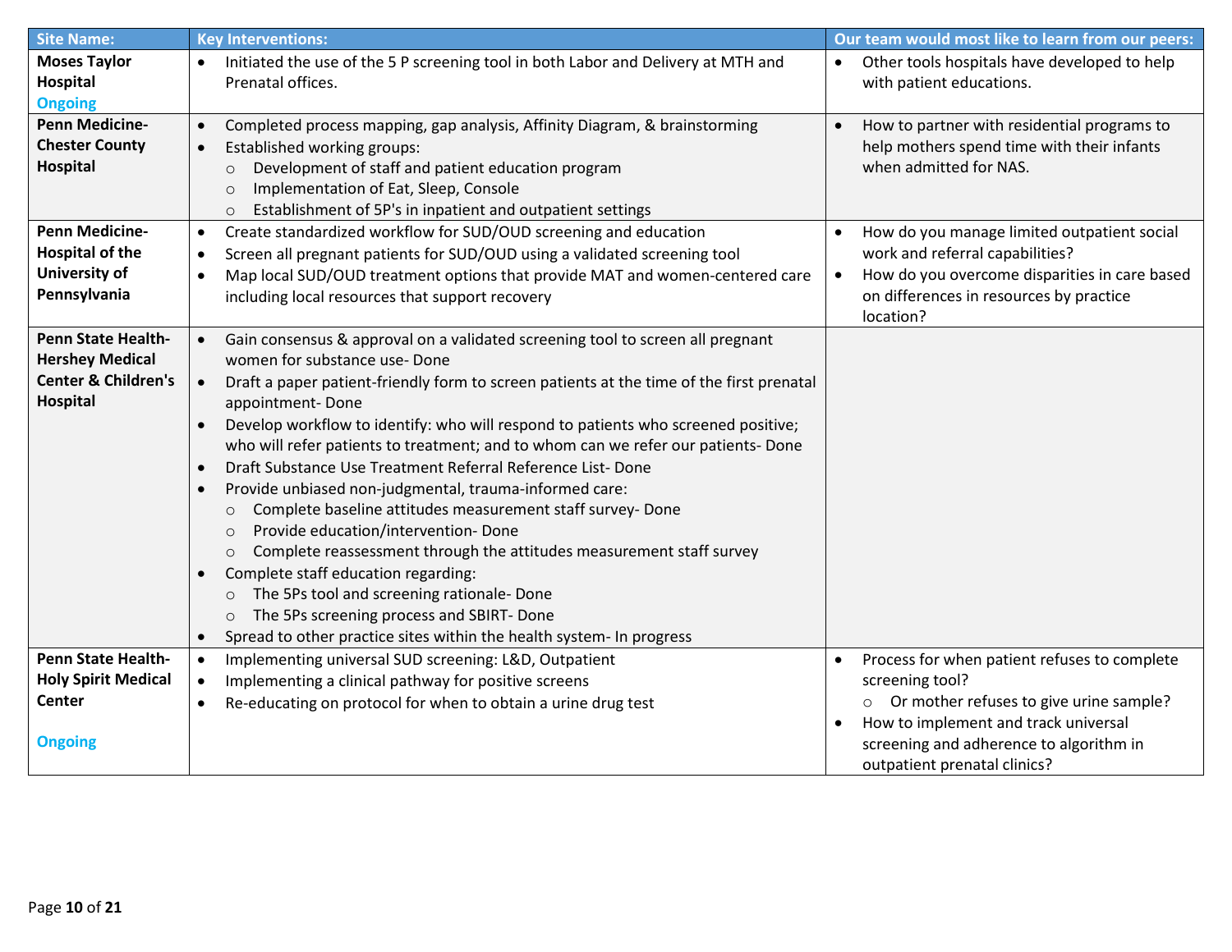| Site Name: | Key Interventions: | Our team would most like to learn from our peers: |
|---|---|---|
| **Moses Taylor Hospital** Ongoing | • Initiated the use of the 5 P screening tool in both Labor and Delivery at MTH and Prenatal offices. | • Other tools hospitals have developed to help with patient educations. |
| **Penn Medicine- Chester County Hospital** | • Completed process mapping, gap analysis, Affinity Diagram, & brainstorming<br>• Established working groups:<br>○ Development of staff and patient education program<br>○ Implementation of Eat, Sleep, Console<br>○ Establishment of 5P's in inpatient and outpatient settings | • How to partner with residential programs to help mothers spend time with their infants when admitted for NAS. |
| **Penn Medicine- Hospital of the University of Pennsylvania** | • Create standardized workflow for SUD/OUD screening and education<br>• Screen all pregnant patients for SUD/OUD using a validated screening tool<br>• Map local SUD/OUD treatment options that provide MAT and women-centered care including local resources that support recovery | • How do you manage limited outpatient social work and referral capabilities?<br>• How do you overcome disparities in care based on differences in resources by practice location? |
| **Penn State Health- Hershey Medical Center & Children's Hospital** | • Gain consensus & approval on a validated screening tool to screen all pregnant women for substance use- Done<br>• Draft a paper patient-friendly form to screen patients at the time of the first prenatal appointment- Done<br>• Develop workflow to identify: who will respond to patients who screened positive; who will refer patients to treatment; and to whom can we refer our patients- Done<br>• Draft Substance Use Treatment Referral Reference List- Done<br>• Provide unbiased non-judgmental, trauma-informed care:<br>○ Complete baseline attitudes measurement staff survey- Done<br>○ Provide education/intervention- Done<br>○ Complete reassessment through the attitudes measurement staff survey<br>• Complete staff education regarding:<br>○ The 5Ps tool and screening rationale- Done<br>○ The 5Ps screening process and SBIRT- Done<br>• Spread to other practice sites within the health system- In progress | |
| **Penn State Health- Holy Spirit Medical Center** Ongoing | • Implementing universal SUD screening: L&D, Outpatient<br>• Implementing a clinical pathway for positive screens<br>• Re-educating on protocol for when to obtain a urine drug test | • Process for when patient refuses to complete screening tool?<br>○ Or mother refuses to give urine sample?<br>• How to implement and track universal screening and adherence to algorithm in outpatient prenatal clinics? |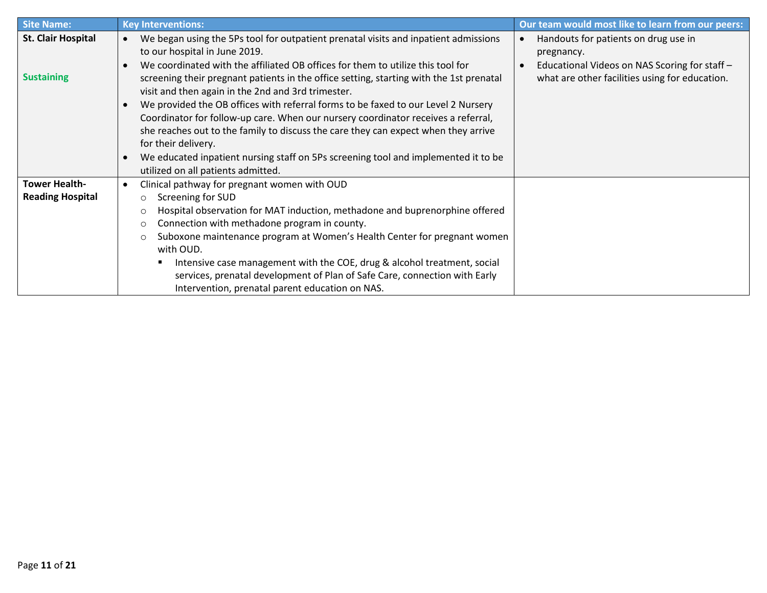| Site Name: | Key Interventions: | Our team would most like to learn from our peers: |
|---|---|---|
| **St. Clair Hospital**<br><br>**Sustaining** | • We began using the 5Ps tool for outpatient prenatal visits and inpatient admissions to our hospital in June 2019.<br>• We coordinated with the affiliated OB offices for them to utilize this tool for screening their pregnant patients in the office setting, starting with the 1st prenatal visit and then again in the 2nd and 3rd trimester.<br>• We provided the OB offices with referral forms to be faxed to our Level 2 Nursery Coordinator for follow-up care. When our nursery coordinator receives a referral, she reaches out to the family to discuss the care they can expect when they arrive for their delivery.<br>• We educated inpatient nursing staff on 5Ps screening tool and implemented it to be utilized on all patients admitted. | • Handouts for patients on drug use in pregnancy.<br>• Educational Videos on NAS Scoring for staff – what are other facilities using for education. |
| **Tower Health-Reading Hospital** | • Clinical pathway for pregnant women with OUD<br>  ○ Screening for SUD<br>  ○ Hospital observation for MAT induction, methadone and buprenorphine offered<br>  ○ Connection with methadone program in county.<br>  ○ Suboxone maintenance program at Women's Health Center for pregnant women with OUD.<br>    ▪ Intensive case management with the COE, drug & alcohol treatment, social services, prenatal development of Plan of Safe Care, connection with Early Intervention, prenatal parent education on NAS. | |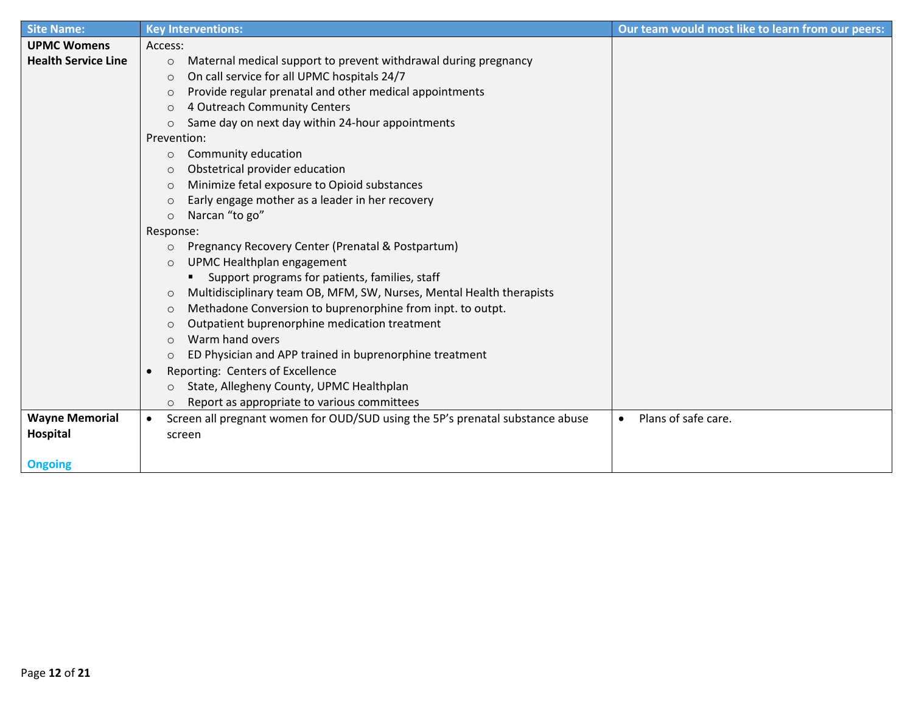| Site Name: | Key Interventions: | Our team would most like to learn from our peers: |
|---|---|---|
| **UPMC Womens Health Service Line** | Access:<br>○ Maternal medical support to prevent withdrawal during pregnancy<br>○ On call service for all UPMC hospitals 24/7<br>○ Provide regular prenatal and other medical appointments<br>○ 4 Outreach Community Centers<br>○ Same day on next day within 24-hour appointments<br>Prevention:<br>○ Community education<br>○ Obstetrical provider education<br>○ Minimize fetal exposure to Opioid substances<br>○ Early engage mother as a leader in her recovery<br>○ Narcan "to go"<br>Response:<br>○ Pregnancy Recovery Center (Prenatal & Postpartum)<br>○ UPMC Healthplan engagement<br>▪ Support programs for patients, families, staff<br>○ Multidisciplinary team OB, MFM, SW, Nurses, Mental Health therapists<br>○ Methadone Conversion to buprenorphine from inpt. to outpt.<br>○ Outpatient buprenorphine medication treatment<br>○ Warm hand overs<br>○ ED Physician and APP trained in buprenorphine treatment<br>• Reporting: Centers of Excellence<br>○ State, Allegheny County, UPMC Healthplan<br>○ Report as appropriate to various committees | |
| **Wayne Memorial Hospital**<br><br>Ongoing | • Screen all pregnant women for OUD/SUD using the 5P's prenatal substance abuse screen | • Plans of safe care. |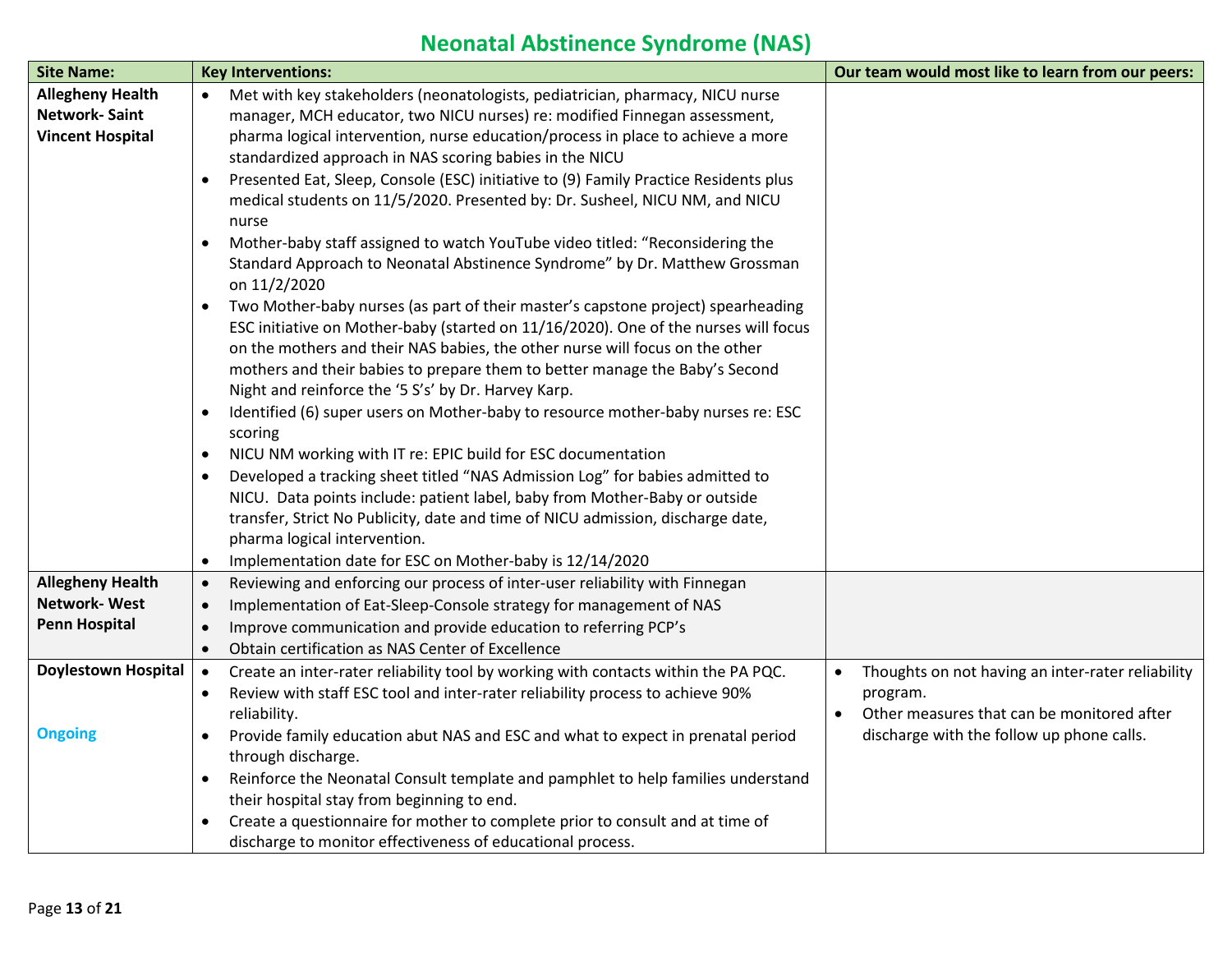# Neonatal Abstinence Syndrome (NAS)

| Site Name: | Key Interventions: | Our team would most like to learn from our peers: |
|---|---|---|
| **Allegheny Health Network- Saint Vincent Hospital** | • Met with key stakeholders (neonatologists, pediatrician, pharmacy, NICU nurse manager, MCH educator, two NICU nurses) re: modified Finnegan assessment, pharma logical intervention, nurse education/process in place to achieve a more standardized approach in NAS scoring babies in the NICU<br>• Presented Eat, Sleep, Console (ESC) initiative to (9) Family Practice Residents plus medical students on 11/5/2020. Presented by: Dr. Susheel, NICU NM, and NICU nurse<br>• Mother-baby staff assigned to watch YouTube video titled: "Reconsidering the Standard Approach to Neonatal Abstinence Syndrome" by Dr. Matthew Grossman on 11/2/2020<br>• Two Mother-baby nurses (as part of their master's capstone project) spearheading ESC initiative on Mother-baby (started on 11/16/2020). One of the nurses will focus on the mothers and their NAS babies, the other nurse will focus on the other mothers and their babies to prepare them to better manage the Baby's Second Night and reinforce the '5 S's' by Dr. Harvey Karp.<br>• Identified (6) super users on Mother-baby to resource mother-baby nurses re: ESC scoring<br>• NICU NM working with IT re: EPIC build for ESC documentation<br>• Developed a tracking sheet titled "NAS Admission Log" for babies admitted to NICU. Data points include: patient label, baby from Mother-Baby or outside transfer, Strict No Publicity, date and time of NICU admission, discharge date, pharma logical intervention.<br>• Implementation date for ESC on Mother-baby is 12/14/2020 | |
| **Allegheny Health Network- West Penn Hospital** | • Reviewing and enforcing our process of inter-user reliability with Finnegan<br>• Implementation of Eat-Sleep-Console strategy for management of NAS<br>• Improve communication and provide education to referring PCP's<br>• Obtain certification as NAS Center of Excellence | |
| **Doylestown Hospital**<br><br>**Ongoing** | • Create an inter-rater reliability tool by working with contacts within the PA PQC.<br>• Review with staff ESC tool and inter-rater reliability process to achieve 90% reliability.<br>• Provide family education abut NAS and ESC and what to expect in prenatal period through discharge.<br>• Reinforce the Neonatal Consult template and pamphlet to help families understand their hospital stay from beginning to end.<br>• Create a questionnaire for mother to complete prior to consult and at time of discharge to monitor effectiveness of educational process. | • Thoughts on not having an inter-rater reliability program.<br>• Other measures that can be monitored after discharge with the follow up phone calls. |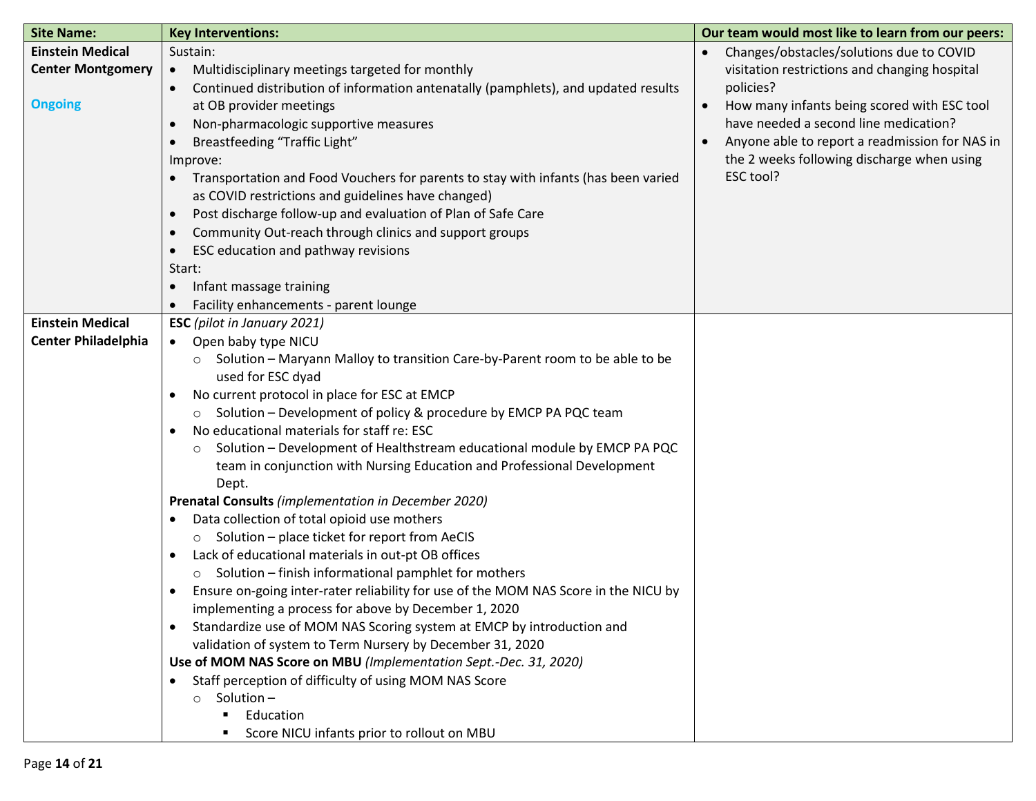| Site Name: | Key Interventions: | Our team would most like to learn from our peers: |
|---|---|---|
| **Einstein Medical Center Montgomery**<br><br>**Ongoing** | Sustain:<br>• Multidisciplinary meetings targeted for monthly<br>• Continued distribution of information antenatally (pamphlets), and updated results at OB provider meetings<br>• Non-pharmacologic supportive measures<br>• Breastfeeding "Traffic Light"<br>Improve:<br>• Transportation and Food Vouchers for parents to stay with infants (has been varied as COVID restrictions and guidelines have changed)<br>• Post discharge follow-up and evaluation of Plan of Safe Care<br>• Community Out-reach through clinics and support groups<br>• ESC education and pathway revisions<br>Start:<br>• Infant massage training<br>• Facility enhancements - parent lounge | • Changes/obstacles/solutions due to COVID visitation restrictions and changing hospital policies?<br>• How many infants being scored with ESC tool have needed a second line medication?<br>• Anyone able to report a readmission for NAS in the 2 weeks following discharge when using ESC tool? |
| **Einstein Medical Center Philadelphia** | **ESC** *(pilot in January 2021)*<br>• Open baby type NICU<br>  ○ Solution – Maryann Malloy to transition Care-by-Parent room to be able to be used for ESC dyad<br>• No current protocol in place for ESC at EMCP<br>  ○ Solution – Development of policy & procedure by EMCP PA PQC team<br>• No educational materials for staff re: ESC<br>  ○ Solution – Development of Healthstream educational module by EMCP PA PQC team in conjunction with Nursing Education and Professional Development Dept.<br>**Prenatal Consults** *(implementation in December 2020)*<br>• Data collection of total opioid use mothers<br>  ○ Solution – place ticket for report from AeCIS<br>• Lack of educational materials in out-pt OB offices<br>  ○ Solution – finish informational pamphlet for mothers<br>• Ensure on-going inter-rater reliability for use of the MOM NAS Score in the NICU by implementing a process for above by December 1, 2020<br>• Standardize use of MOM NAS Scoring system at EMCP by introduction and validation of system to Term Nursery by December 31, 2020<br>**Use of MOM NAS Score on MBU** *(Implementation Sept.-Dec. 31, 2020)*<br>• Staff perception of difficulty of using MOM NAS Score<br>  ○ Solution –<br>    ▪ Education<br>    ▪ Score NICU infants prior to rollout on MBU | |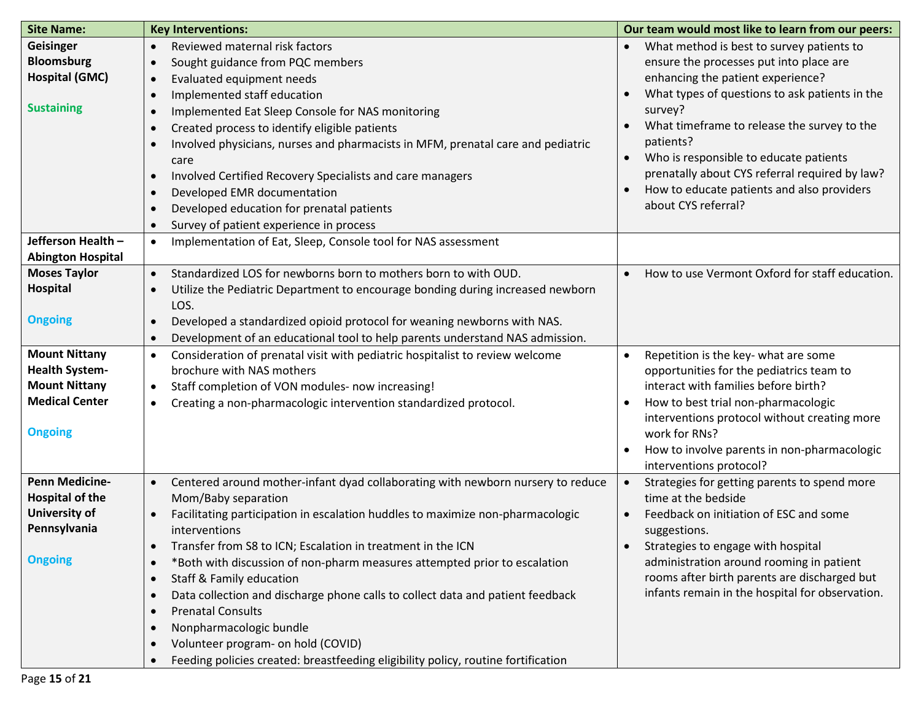| Site Name: | Key Interventions: | Our team would most like to learn from our peers: |
|---|---|---|
| **Geisinger Bloomsburg Hospital (GMC)**<br><br>Sustaining | • Reviewed maternal risk factors<br>• Sought guidance from PQC members<br>• Evaluated equipment needs<br>• Implemented staff education<br>• Implemented Eat Sleep Console for NAS monitoring<br>• Created process to identify eligible patients<br>• Involved physicians, nurses and pharmacists in MFM, prenatal care and pediatric care<br>• Involved Certified Recovery Specialists and care managers<br>• Developed EMR documentation<br>• Developed education for prenatal patients<br>• Survey of patient experience in process | • What method is best to survey patients to ensure the processes put into place are enhancing the patient experience?<br>• What types of questions to ask patients in the survey?<br>• What timeframe to release the survey to the patients?<br>• Who is responsible to educate patients prenatally about CYS referral required by law?<br>• How to educate patients and also providers about CYS referral? |
| **Jefferson Health – Abington Hospital** | • Implementation of Eat, Sleep, Console tool for NAS assessment | |
| **Moses Taylor Hospital**<br><br>Ongoing | • Standardized LOS for newborns born to mothers born to with OUD.<br>• Utilize the Pediatric Department to encourage bonding during increased newborn LOS.<br>• Developed a standardized opioid protocol for weaning newborns with NAS.<br>• Development of an educational tool to help parents understand NAS admission. | • How to use Vermont Oxford for staff education. |
| **Mount Nittany Health System-Mount Nittany Medical Center**<br><br>Ongoing | • Consideration of prenatal visit with pediatric hospitalist to review welcome brochure with NAS mothers<br>• Staff completion of VON modules- now increasing!<br>• Creating a non-pharmacologic intervention standardized protocol. | • Repetition is the key- what are some opportunities for the pediatrics team to interact with families before birth?<br>• How to best trial non-pharmacologic interventions protocol without creating more work for RNs?<br>• How to involve parents in non-pharmacologic interventions protocol? |
| **Penn Medicine-Hospital of the University of Pennsylvania**<br><br>Ongoing | • Centered around mother-infant dyad collaborating with newborn nursery to reduce Mom/Baby separation<br>• Facilitating participation in escalation huddles to maximize non-pharmacologic interventions<br>• Transfer from S8 to ICN; Escalation in treatment in the ICN<br>• *Both with discussion of non-pharm measures attempted prior to escalation<br>• Staff & Family education<br>• Data collection and discharge phone calls to collect data and patient feedback<br>• Prenatal Consults<br>• Nonpharmacologic bundle<br>• Volunteer program- on hold (COVID)<br>• Feeding policies created: breastfeeding eligibility policy, routine fortification | • Strategies for getting parents to spend more time at the bedside<br>• Feedback on initiation of ESC and some suggestions.<br>• Strategies to engage with hospital administration around rooming in patient rooms after birth parents are discharged but infants remain in the hospital for observation. |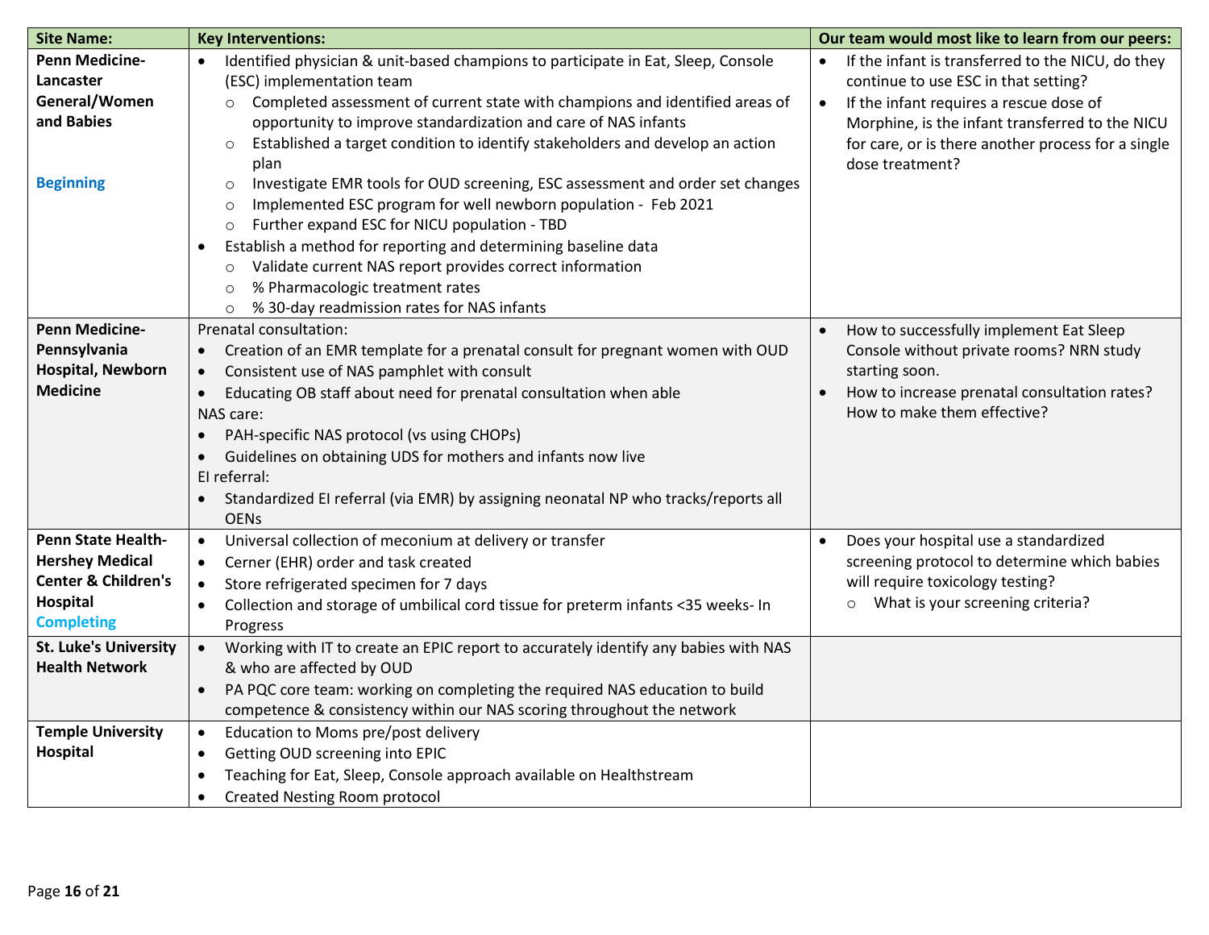| Site Name: | Key Interventions: | Our team would most like to learn from our peers: |
|---|---|---|
| **Penn Medicine-Lancaster General/Women and Babies**<br><br>**Beginning** | • Identified physician & unit-based champions to participate in Eat, Sleep, Console (ESC) implementation team<br>&nbsp;&nbsp;○ Completed assessment of current state with champions and identified areas of opportunity to improve standardization and care of NAS infants<br>&nbsp;&nbsp;○ Established a target condition to identify stakeholders and develop an action plan<br>&nbsp;&nbsp;○ Investigate EMR tools for OUD screening, ESC assessment and order set changes<br>&nbsp;&nbsp;○ Implemented ESC program for well newborn population - Feb 2021<br>&nbsp;&nbsp;○ Further expand ESC for NICU population - TBD<br>• Establish a method for reporting and determining baseline data<br>&nbsp;&nbsp;○ Validate current NAS report provides correct information<br>&nbsp;&nbsp;○ % Pharmacologic treatment rates<br>&nbsp;&nbsp;○ % 30-day readmission rates for NAS infants | • If the infant is transferred to the NICU, do they continue to use ESC in that setting?<br>• If the infant requires a rescue dose of Morphine, is the infant transferred to the NICU for care, or is there another process for a single dose treatment? |
| **Penn Medicine-Pennsylvania Hospital, Newborn Medicine** | Prenatal consultation:<br>• Creation of an EMR template for a prenatal consult for pregnant women with OUD<br>• Consistent use of NAS pamphlet with consult<br>• Educating OB staff about need for prenatal consultation when able<br>NAS care:<br>• PAH-specific NAS protocol (vs using CHOPs)<br>• Guidelines on obtaining UDS for mothers and infants now live<br>EI referral:<br>• Standardized EI referral (via EMR) by assigning neonatal NP who tracks/reports all OENs | • How to successfully implement Eat Sleep Console without private rooms? NRN study starting soon.<br>• How to increase prenatal consultation rates? How to make them effective? |
| **Penn State Health-Hershey Medical Center & Children's Hospital**<br>**Completing** | • Universal collection of meconium at delivery or transfer<br>• Cerner (EHR) order and task created<br>• Store refrigerated specimen for 7 days<br>• Collection and storage of umbilical cord tissue for preterm infants <35 weeks- In Progress | • Does your hospital use a standardized screening protocol to determine which babies will require toxicology testing?<br>&nbsp;&nbsp;○ What is your screening criteria? |
| **St. Luke's University Health Network** | • Working with IT to create an EPIC report to accurately identify any babies with NAS & who are affected by OUD<br>• PA PQC core team: working on completing the required NAS education to build competence & consistency within our NAS scoring throughout the network | |
| **Temple University Hospital** | • Education to Moms pre/post delivery<br>• Getting OUD screening into EPIC<br>• Teaching for Eat, Sleep, Console approach available on Healthstream<br>• Created Nesting Room protocol | |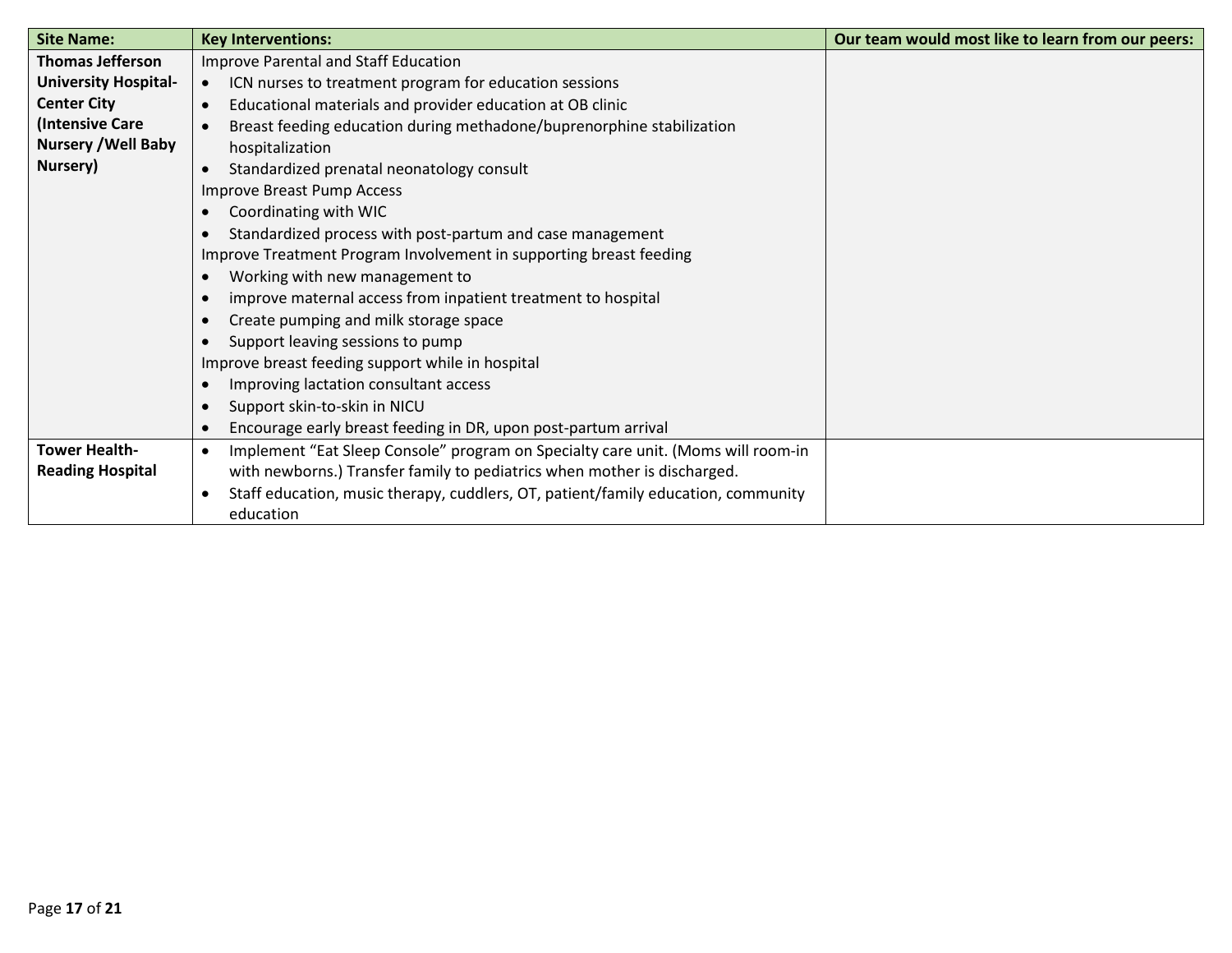| Site Name: | Key Interventions: | Our team would most like to learn from our peers: |
|---|---|---|
| **Thomas Jefferson University Hospital-Center City (Intensive Care Nursery /Well Baby Nursery)** | Improve Parental and Staff Education<br>• ICN nurses to treatment program for education sessions<br>• Educational materials and provider education at OB clinic<br>• Breast feeding education during methadone/buprenorphine stabilization hospitalization<br>• Standardized prenatal neonatology consult<br>Improve Breast Pump Access<br>• Coordinating with WIC<br>• Standardized process with post-partum and case management<br>Improve Treatment Program Involvement in supporting breast feeding<br>• Working with new management to<br>• improve maternal access from inpatient treatment to hospital<br>• Create pumping and milk storage space<br>• Support leaving sessions to pump<br>Improve breast feeding support while in hospital<br>• Improving lactation consultant access<br>• Support skin-to-skin in NICU<br>• Encourage early breast feeding in DR, upon post-partum arrival | |
| **Tower Health-Reading Hospital** | • Implement "Eat Sleep Console" program on Specialty care unit. (Moms will room-in with newborns.) Transfer family to pediatrics when mother is discharged.<br>• Staff education, music therapy, cuddlers, OT, patient/family education, community education | |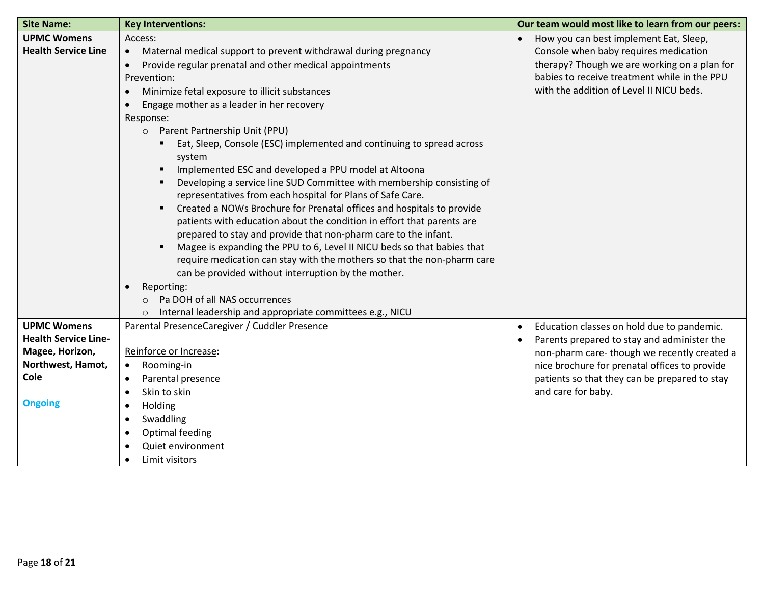| Site Name: | Key Interventions: | Our team would most like to learn from our peers: |
|---|---|---|
| **UPMC Womens Health Service Line** | Access:<br>• Maternal medical support to prevent withdrawal during pregnancy<br>• Provide regular prenatal and other medical appointments<br>Prevention:<br>• Minimize fetal exposure to illicit substances<br>• Engage mother as a leader in her recovery<br>Response:<br>&nbsp;&nbsp;○ Parent Partnership Unit (PPU)<br>&nbsp;&nbsp;&nbsp;&nbsp;▪ Eat, Sleep, Console (ESC) implemented and continuing to spread across system<br>&nbsp;&nbsp;&nbsp;&nbsp;▪ Implemented ESC and developed a PPU model at Altoona<br>&nbsp;&nbsp;&nbsp;&nbsp;▪ Developing a service line SUD Committee with membership consisting of representatives from each hospital for Plans of Safe Care.<br>&nbsp;&nbsp;&nbsp;&nbsp;▪ Created a NOWs Brochure for Prenatal offices and hospitals to provide patients with education about the condition in effort that parents are prepared to stay and provide that non-pharm care to the infant.<br>&nbsp;&nbsp;&nbsp;&nbsp;▪ Magee is expanding the PPU to 6, Level II NICU beds so that babies that require medication can stay with the mothers so that the non-pharm care can be provided without interruption by the mother.<br>• Reporting:<br>&nbsp;&nbsp;○ Pa DOH of all NAS occurrences<br>&nbsp;&nbsp;○ Internal leadership and appropriate committees e.g., NICU | • How you can best implement Eat, Sleep, Console when baby requires medication therapy? Though we are working on a plan for babies to receive treatment while in the PPU with the addition of Level II NICU beds. |
| **UPMC Womens Health Service Line- Magee, Horizon, Northwest, Hamot, Cole**<br><br>**Ongoing** | Parental PresenceCaregiver / Cuddler Presence<br><br><u>Reinforce or Increase</u>:<br>• Rooming-in<br>• Parental presence<br>• Skin to skin<br>• Holding<br>• Swaddling<br>• Optimal feeding<br>• Quiet environment<br>• Limit visitors | • Education classes on hold due to pandemic.<br>• Parents prepared to stay and administer the non-pharm care- though we recently created a nice brochure for prenatal offices to provide patients so that they can be prepared to stay and care for baby. |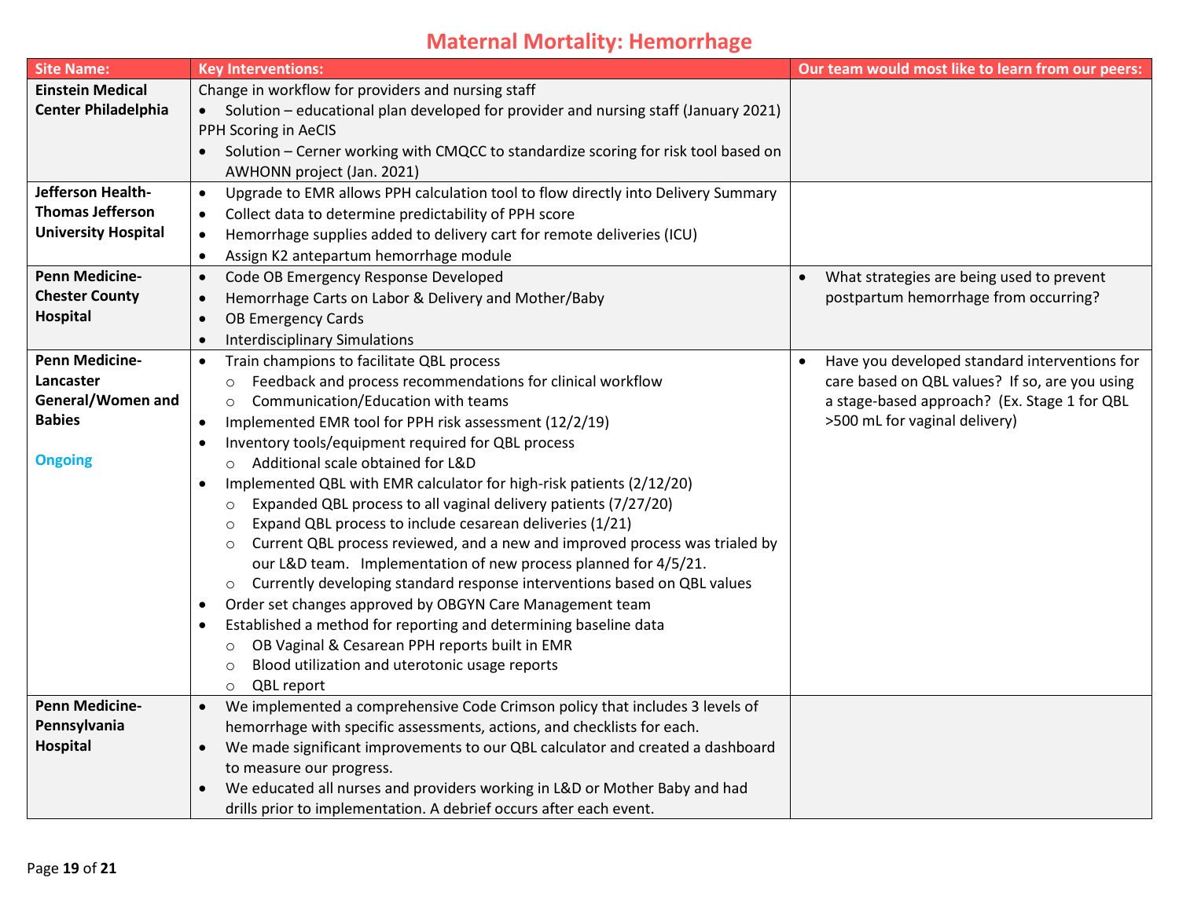# Maternal Mortality: Hemorrhage

| Site Name: | Key Interventions: | Our team would most like to learn from our peers: |
|---|---|---|
| **Einstein Medical Center Philadelphia** | Change in workflow for providers and nursing staff<br>• Solution – educational plan developed for provider and nursing staff (January 2021)<br>PPH Scoring in AeCIS<br>• Solution – Cerner working with CMQCC to standardize scoring for risk tool based on AWHONN project (Jan. 2021) | |
| **Jefferson Health-Thomas Jefferson University Hospital** | • Upgrade to EMR allows PPH calculation tool to flow directly into Delivery Summary<br>• Collect data to determine predictability of PPH score<br>• Hemorrhage supplies added to delivery cart for remote deliveries (ICU)<br>• Assign K2 antepartum hemorrhage module | |
| **Penn Medicine-Chester County Hospital** | • Code OB Emergency Response Developed<br>• Hemorrhage Carts on Labor & Delivery and Mother/Baby<br>• OB Emergency Cards<br>• Interdisciplinary Simulations | • What strategies are being used to prevent postpartum hemorrhage from occurring? |
| **Penn Medicine-Lancaster General/Women and Babies**<br><br>Ongoing | • Train champions to facilitate QBL process<br>  ○ Feedback and process recommendations for clinical workflow<br>  ○ Communication/Education with teams<br>• Implemented EMR tool for PPH risk assessment (12/2/19)<br>• Inventory tools/equipment required for QBL process<br>  ○ Additional scale obtained for L&D<br>• Implemented QBL with EMR calculator for high-risk patients (2/12/20)<br>  ○ Expanded QBL process to all vaginal delivery patients (7/27/20)<br>  ○ Expand QBL process to include cesarean deliveries (1/21)<br>  ○ Current QBL process reviewed, and a new and improved process was trialed by our L&D team. Implementation of new process planned for 4/5/21.<br>  ○ Currently developing standard response interventions based on QBL values<br>• Order set changes approved by OBGYN Care Management team<br>• Established a method for reporting and determining baseline data<br>  ○ OB Vaginal & Cesarean PPH reports built in EMR<br>  ○ Blood utilization and uterotonic usage reports<br>  ○ QBL report | • Have you developed standard interventions for care based on QBL values? If so, are you using a stage-based approach? (Ex. Stage 1 for QBL >500 mL for vaginal delivery) |
| **Penn Medicine-Pennsylvania Hospital** | • We implemented a comprehensive Code Crimson policy that includes 3 levels of hemorrhage with specific assessments, actions, and checklists for each.<br>• We made significant improvements to our QBL calculator and created a dashboard to measure our progress.<br>• We educated all nurses and providers working in L&D or Mother Baby and had drills prior to implementation. A debrief occurs after each event. | |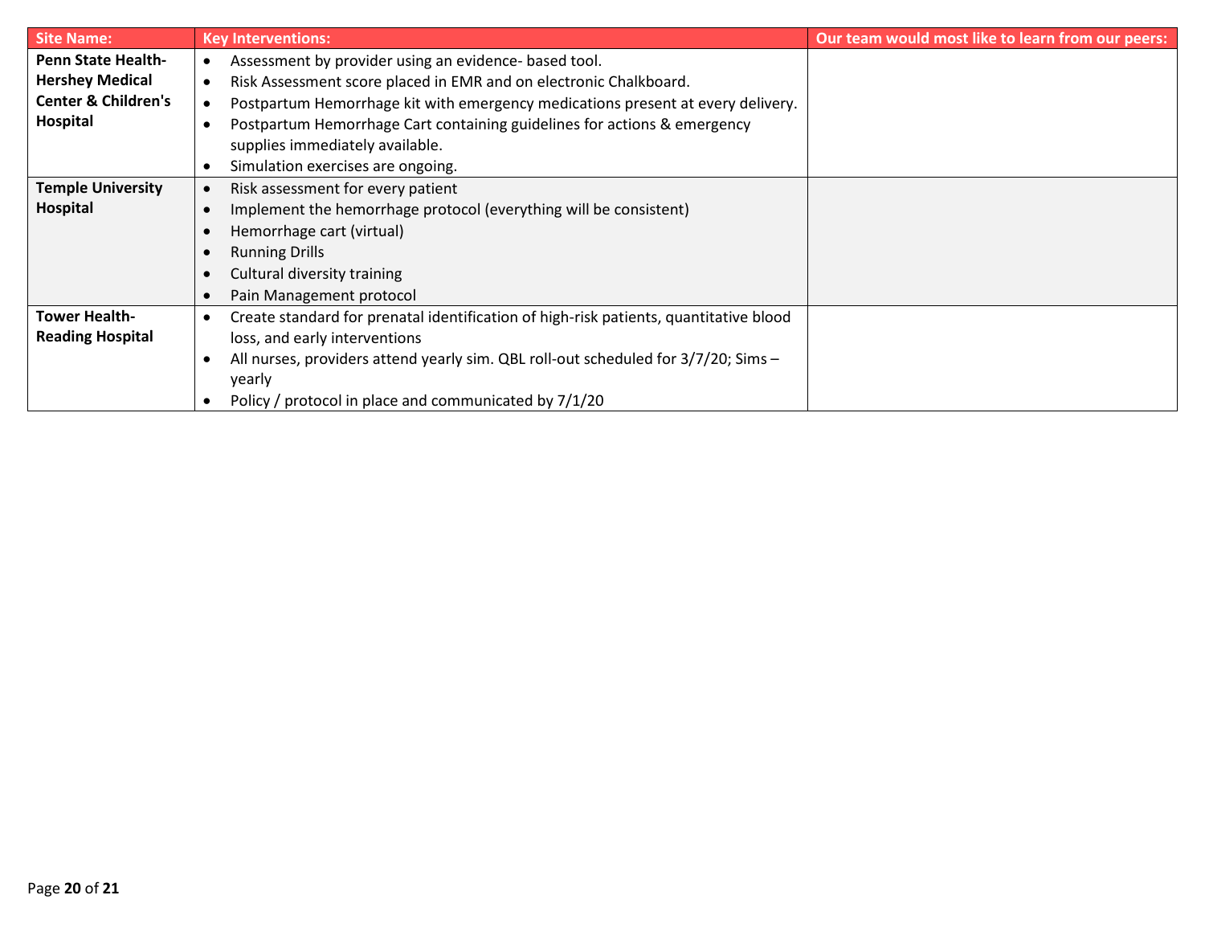| Site Name: | Key Interventions: | Our team would most like to learn from our peers: |
|---|---|---|
| **Penn State Health-Hershey Medical Center & Children's Hospital** | • Assessment by provider using an evidence- based tool.<br>• Risk Assessment score placed in EMR and on electronic Chalkboard.<br>• Postpartum Hemorrhage kit with emergency medications present at every delivery.<br>• Postpartum Hemorrhage Cart containing guidelines for actions & emergency supplies immediately available.<br>• Simulation exercises are ongoing. | |
| **Temple University Hospital** | • Risk assessment for every patient<br>• Implement the hemorrhage protocol (everything will be consistent)<br>• Hemorrhage cart (virtual)<br>• Running Drills<br>• Cultural diversity training<br>• Pain Management protocol | |
| **Tower Health-Reading Hospital** | • Create standard for prenatal identification of high-risk patients, quantitative blood loss, and early interventions<br>• All nurses, providers attend yearly sim. QBL roll-out scheduled for 3/7/20; Sims – yearly<br>• Policy / protocol in place and communicated by 7/1/20 | |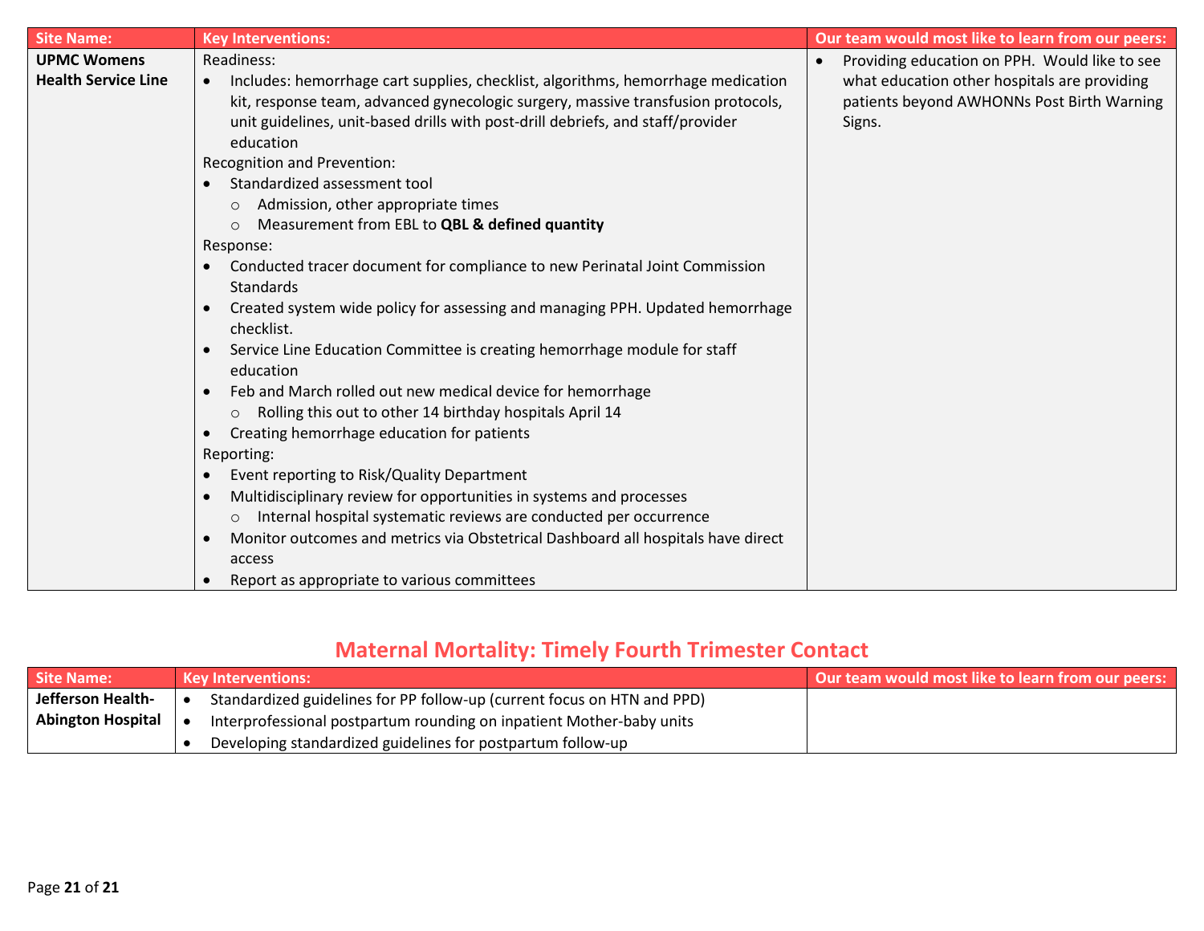| Site Name: | Key Interventions: | Our team would most like to learn from our peers: |
|---|---|---|
| **UPMC Womens Health Service Line** | Readiness:<br>• Includes: hemorrhage cart supplies, checklist, algorithms, hemorrhage medication kit, response team, advanced gynecologic surgery, massive transfusion protocols, unit guidelines, unit-based drills with post-drill debriefs, and staff/provider education<br>Recognition and Prevention:<br>• Standardized assessment tool<br>  ○ Admission, other appropriate times<br>  ○ Measurement from EBL to **QBL & defined quantity**<br>Response:<br>• Conducted tracer document for compliance to new Perinatal Joint Commission Standards<br>• Created system wide policy for assessing and managing PPH. Updated hemorrhage checklist.<br>• Service Line Education Committee is creating hemorrhage module for staff education<br>• Feb and March rolled out new medical device for hemorrhage<br>  ○ Rolling this out to other 14 birthday hospitals April 14<br>• Creating hemorrhage education for patients<br>Reporting:<br>• Event reporting to Risk/Quality Department<br>• Multidisciplinary review for opportunities in systems and processes<br>  ○ Internal hospital systematic reviews are conducted per occurrence<br>• Monitor outcomes and metrics via Obstetrical Dashboard all hospitals have direct access<br>• Report as appropriate to various committees | • Providing education on PPH. Would like to see what education other hospitals are providing patients beyond AWHONNs Post Birth Warning Signs. |

## Maternal Mortality: Timely Fourth Trimester Contact

| Site Name: | Key Interventions: | Our team would most like to learn from our peers: |
|---|---|---|
| **Jefferson Health-Abington Hospital** | • Standardized guidelines for PP follow-up (current focus on HTN and PPD)<br>• Interprofessional postpartum rounding on inpatient Mother-baby units<br>• Developing standardized guidelines for postpartum follow-up | |